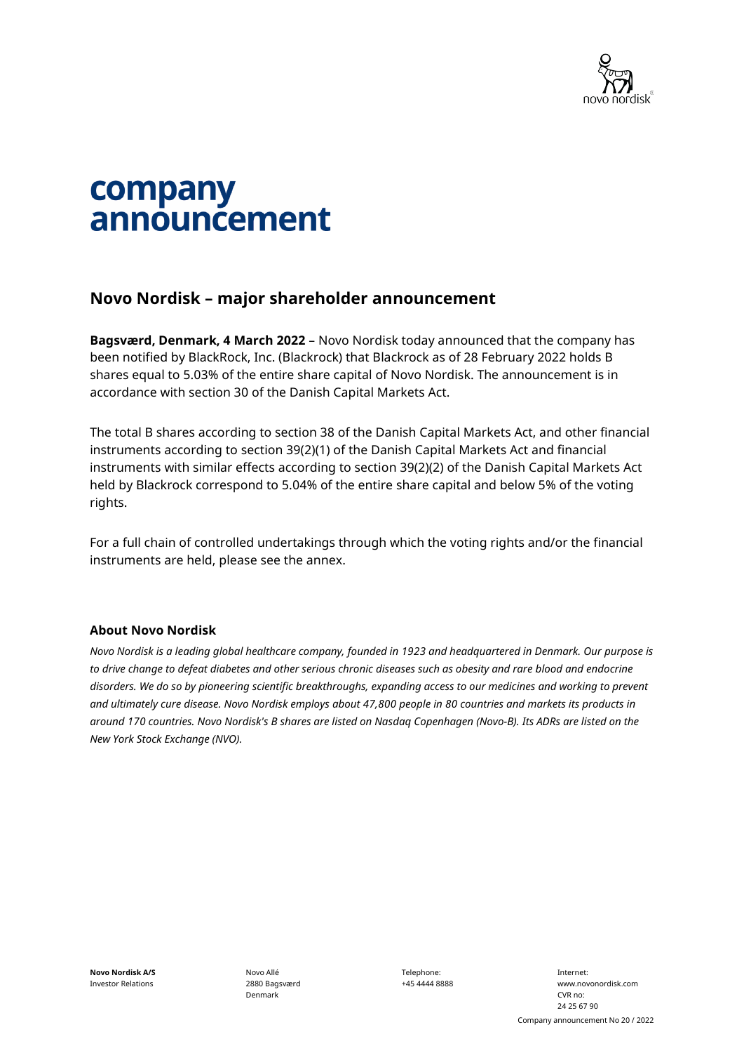# company announcement

## Novo Nordisk – major shareholder announcement

**Bagsværd, Denmark, 4 March 2022** – Novo Nordisk today announced that the company has been notified by BlackRock, Inc. (Blackrock) that Blackrock as of 28 February 2022 holds B shares equal to 5.03% of the entire share capital of Novo Nordisk. The announcement is in accordance with section 30 of the Danish Capital Markets Act.

The total B shares according to section 38 of the Danish Capital Markets Act, and other financial instruments according to section 39(2)(1) of the Danish Capital Markets Act and financial instruments with similar effects according to section 39(2)(2) of the Danish Capital Markets Act held by Blackrock correspond to 5.04% of the entire share capital and below 5% of the voting rights.

For a full chain of controlled undertakings through which the voting rights and/or the financial instruments are held, please see the annex.

### About Novo Nordisk

*Novo Nordisk is a leading global healthcare company, founded in 1923 and headquartered in Denmark. Our purpose is to drive change to defeat diabetes and other serious chronic diseases such as obesity and rare blood and endocrine disorders. We do so by pioneering scientific breakthroughs, expanding access to our medicines and working to prevent and ultimately cure disease. Novo Nordisk employs about 47,800 people in 80 countries and markets its products in around 170 countries. Novo Nordisk's B shares are listed on Nasdaq Copenhagen (Novo-B). Its ADRs are listed on the New York Stock Exchange (NVO).*

**Novo Nordisk A/S**
Investor Relations

Novo Allé
2880 Bagsværd
Denmark

Telephone:
+45 4444 8888

Internet:
www.novonordisk.com
CVR no:
24 25 67 90

Company announcement No 20 / 2022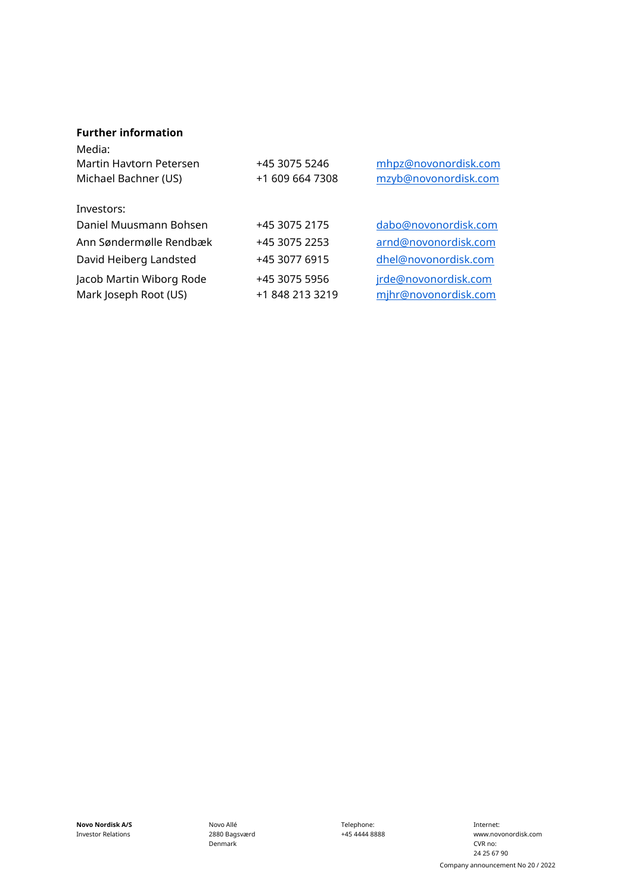**Further information**

| Media: | | |
|---|---|---|
| Martin Havtorn Petersen | +45 3075 5246 | mhpz@novonordisk.com |
| Michael Bachner (US) | +1 609 664 7308 | mzyb@novonordisk.com |
| | | |
| Investors: | | |
| Daniel Muusmann Bohsen | +45 3075 2175 | dabo@novonordisk.com |
| Ann Søndermølle Rendbæk | +45 3075 2253 | arnd@novonordisk.com |
| David Heiberg Landsted | +45 3077 6915 | dhel@novonordisk.com |
| Jacob Martin Wiborg Rode | +45 3075 5956 | jrde@novonordisk.com |
| Mark Joseph Root (US) | +1 848 213 3219 | mjhr@novonordisk.com |

**Novo Nordisk A/S**
Investor Relations

Novo Allé
2880 Bagsværd
Denmark

Telephone:
+45 4444 8888

Internet:
www.novonordisk.com
CVR no:
24 25 67 90

Company announcement No 20 / 2022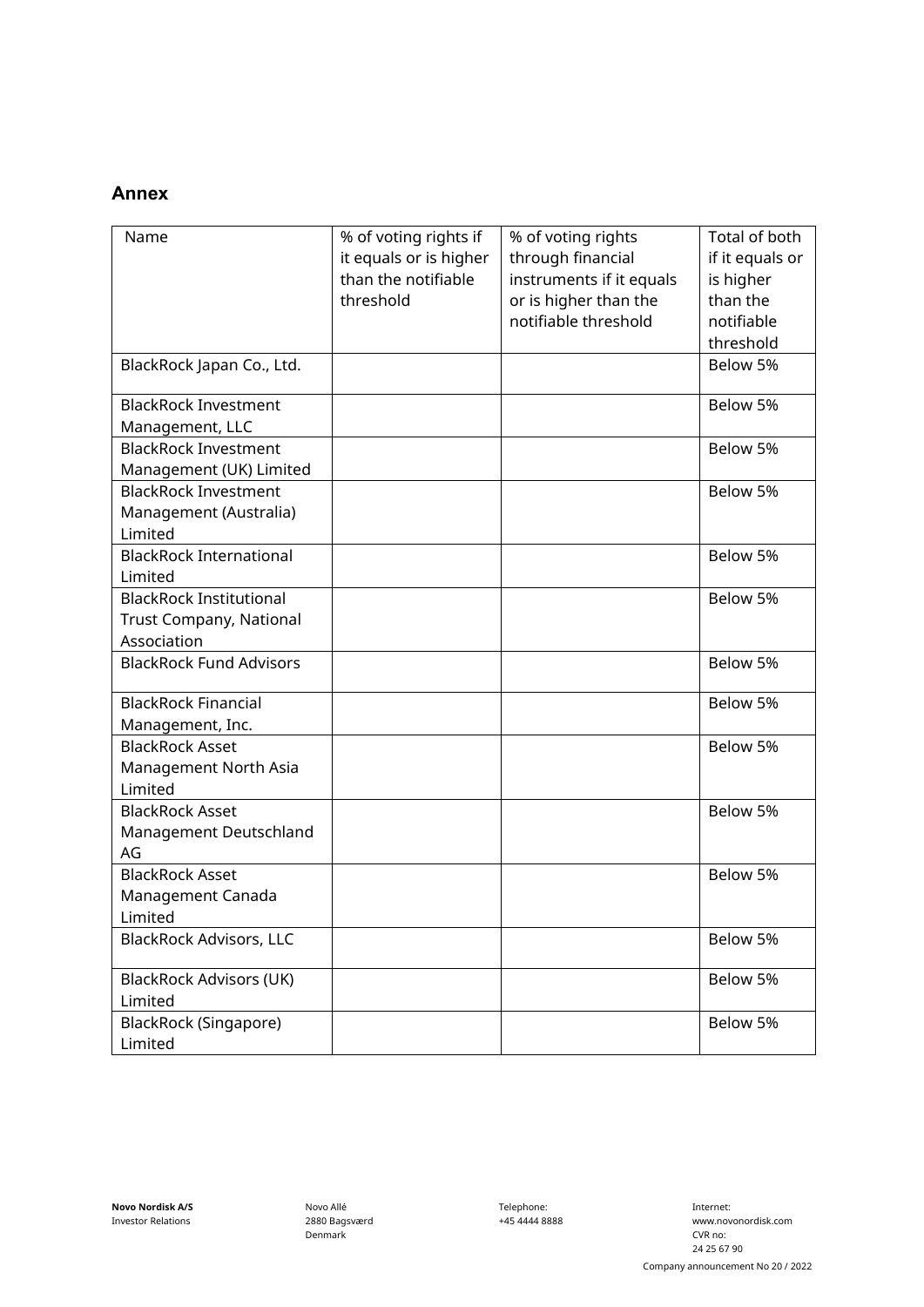## Annex

| Name | % of voting rights if it equals or is higher than the notifiable threshold | % of voting rights through financial instruments if it equals or is higher than the notifiable threshold | Total of both if it equals or is higher than the notifiable threshold |
|---|---|---|---|
| BlackRock Japan Co., Ltd. | | | Below 5% |
| BlackRock Investment Management, LLC | | | Below 5% |
| BlackRock Investment Management (UK) Limited | | | Below 5% |
| BlackRock Investment Management (Australia) Limited | | | Below 5% |
| BlackRock International Limited | | | Below 5% |
| BlackRock Institutional Trust Company, National Association | | | Below 5% |
| BlackRock Fund Advisors | | | Below 5% |
| BlackRock Financial Management, Inc. | | | Below 5% |
| BlackRock Asset Management North Asia Limited | | | Below 5% |
| BlackRock Asset Management Deutschland AG | | | Below 5% |
| BlackRock Asset Management Canada Limited | | | Below 5% |
| BlackRock Advisors, LLC | | | Below 5% |
| BlackRock Advisors (UK) Limited | | | Below 5% |
| BlackRock (Singapore) Limited | | | Below 5% |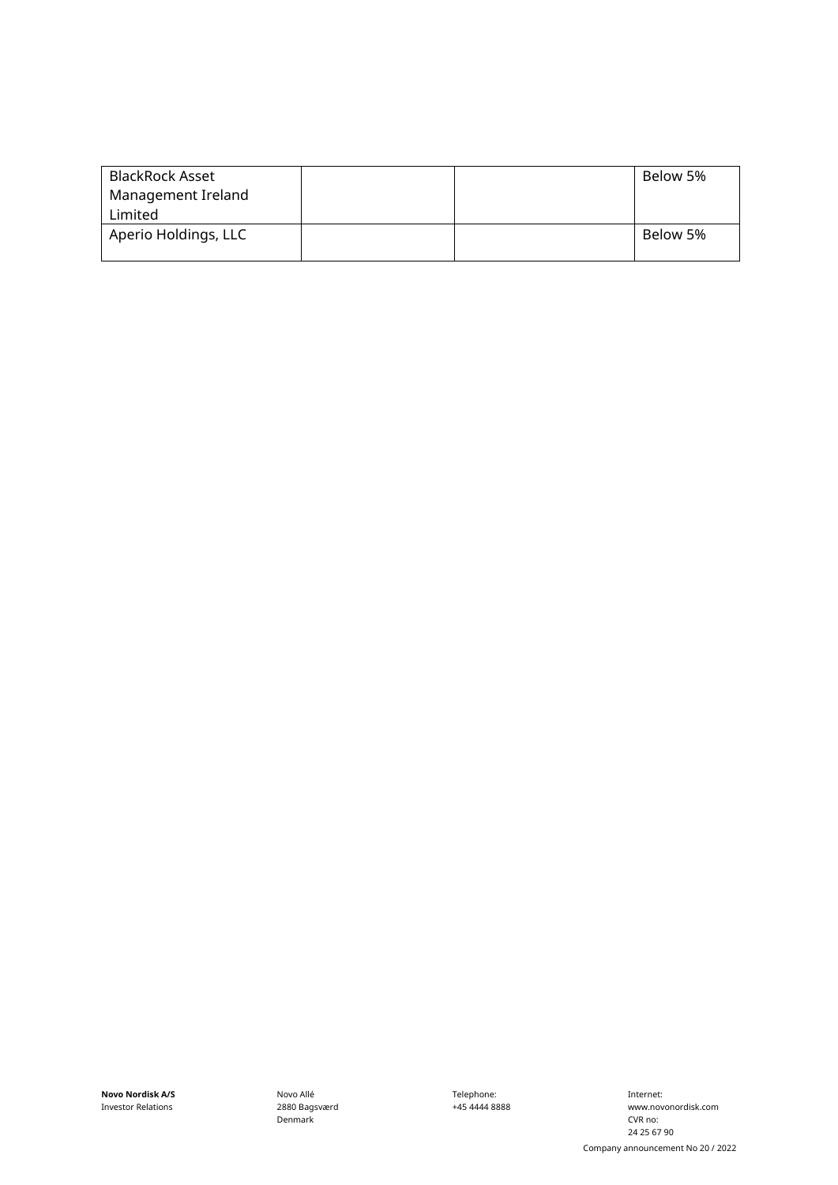| | | | |
|---|---|---|---|
| BlackRock Asset Management Ireland Limited | | | Below 5% |
| Aperio Holdings, LLC | | | Below 5% |

**Novo Nordisk A/S**
Investor Relations

Novo Allé
2880 Bagsværd
Denmark

Telephone:
+45 4444 8888

Internet:
www.novonordisk.com
CVR no:
24 25 67 90

Company announcement No 20 / 2022